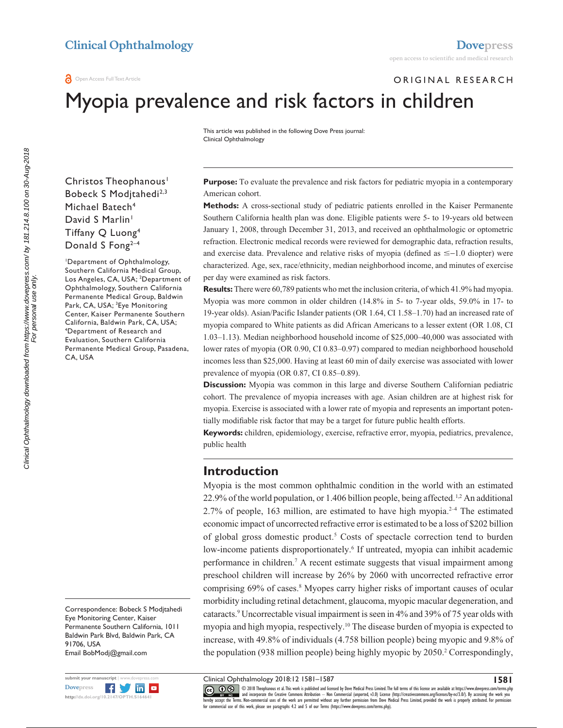ORIGINAL RESEARCH

# Myopia prevalence and risk factors in children

This article was published in the following Dove Press journal:
Clinical Ophthalmology

Christos Theophanous[1]
Bobeck S Modjtahedi[2,3]
Michael Batech[4]
David S Marlin[1]
Tiffany Q Luong[4]
Donald S Fong[2–4]

[1]Department of Ophthalmology, Southern California Medical Group, Los Angeles, CA, USA; [2]Department of Ophthalmology, Southern California Permanente Medical Group, Baldwin Park, CA, USA; [3]Eye Monitoring Center, Kaiser Permanente Southern California, Baldwin Park, CA, USA; [4]Department of Research and Evaluation, Southern California Permanente Medical Group, Pasadena, CA, USA

Correspondence: Bobeck S Modjtahedi
Eye Monitoring Center, Kaiser Permanente Southern California, 1011 Baldwin Park Blvd, Baldwin Park, CA 91706, USA
Email BobModj@gmail.com

**Purpose:** To evaluate the prevalence and risk factors for pediatric myopia in a contemporary American cohort.

**Methods:** A cross-sectional study of pediatric patients enrolled in the Kaiser Permanente Southern California health plan was done. Eligible patients were 5- to 19-years old between January 1, 2008, through December 31, 2013, and received an ophthalmologic or optometric refraction. Electronic medical records were reviewed for demographic data, refraction results, and exercise data. Prevalence and relative risks of myopia (defined as ≤−1.0 diopter) were characterized. Age, sex, race/ethnicity, median neighborhood income, and minutes of exercise per day were examined as risk factors.

**Results:** There were 60,789 patients who met the inclusion criteria, of which 41.9% had myopia. Myopia was more common in older children (14.8% in 5- to 7-year olds, 59.0% in 17- to 19-year olds). Asian/Pacific Islander patients (OR 1.64, CI 1.58–1.70) had an increased rate of myopia compared to White patients as did African Americans to a lesser extent (OR 1.08, CI 1.03–1.13). Median neighborhood household income of $25,000–40,000 was associated with lower rates of myopia (OR 0.90, CI 0.83–0.97) compared to median neighborhood household incomes less than $25,000. Having at least 60 min of daily exercise was associated with lower prevalence of myopia (OR 0.87, CI 0.85–0.89).

**Discussion:** Myopia was common in this large and diverse Southern Californian pediatric cohort. The prevalence of myopia increases with age. Asian children are at highest risk for myopia. Exercise is associated with a lower rate of myopia and represents an important potentially modifiable risk factor that may be a target for future public health efforts.

**Keywords:** children, epidemiology, exercise, refractive error, myopia, pediatrics, prevalence, public health

## Introduction

Myopia is the most common ophthalmic condition in the world with an estimated 22.9% of the world population, or 1.406 billion people, being affected.[1,2] An additional 2.7% of people, 163 million, are estimated to have high myopia.[2–4] The estimated economic impact of uncorrected refractive error is estimated to be a loss of $202 billion of global gross domestic product.[5] Costs of spectacle correction tend to burden low-income patients disproportionately.[6] If untreated, myopia can inhibit academic performance in children.[7] A recent estimate suggests that visual impairment among preschool children will increase by 26% by 2060 with uncorrected refractive error comprising 69% of cases.[8] Myopes carry higher risks of important causes of ocular morbidity including retinal detachment, glaucoma, myopic macular degeneration, and cataracts.[9] Uncorrectable visual impairment is seen in 4% and 39% of 75 year olds with myopia and high myopia, respectively.[10] The disease burden of myopia is expected to increase, with 49.8% of individuals (4.758 billion people) being myopic and 9.8% of the population (938 million people) being highly myopic by 2050.[2] Correspondingly,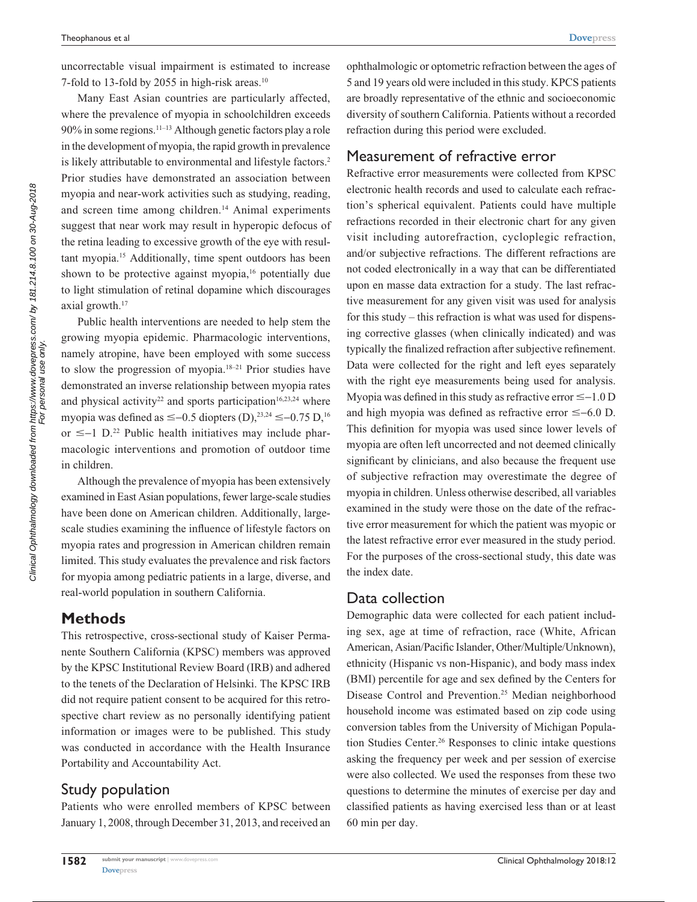uncorrectable visual impairment is estimated to increase 7-fold to 13-fold by 2055 in high-risk areas.[10]

Many East Asian countries are particularly affected, where the prevalence of myopia in schoolchildren exceeds 90% in some regions.[11–13] Although genetic factors play a role in the development of myopia, the rapid growth in prevalence is likely attributable to environmental and lifestyle factors.[2] Prior studies have demonstrated an association between myopia and near-work activities such as studying, reading, and screen time among children.[14] Animal experiments suggest that near work may result in hyperopic defocus of the retina leading to excessive growth of the eye with resultant myopia.[15] Additionally, time spent outdoors has been shown to be protective against myopia,[16] potentially due to light stimulation of retinal dopamine which discourages axial growth.[17]

Public health interventions are needed to help stem the growing myopia epidemic. Pharmacologic interventions, namely atropine, have been employed with some success to slow the progression of myopia.[18–21] Prior studies have demonstrated an inverse relationship between myopia rates and physical activity[22] and sports participation[16,23,24] where myopia was defined as ≤−0.5 diopters (D),[23,24] ≤−0.75 D,[16] or ≤−1 D.[22] Public health initiatives may include pharmacologic interventions and promotion of outdoor time in children.

Although the prevalence of myopia has been extensively examined in East Asian populations, fewer large-scale studies have been done on American children. Additionally, large-scale studies examining the influence of lifestyle factors on myopia rates and progression in American children remain limited. This study evaluates the prevalence and risk factors for myopia among pediatric patients in a large, diverse, and real-world population in southern California.

## Methods

This retrospective, cross-sectional study of Kaiser Permanente Southern California (KPSC) members was approved by the KPSC Institutional Review Board (IRB) and adhered to the tenets of the Declaration of Helsinki. The KPSC IRB did not require patient consent to be acquired for this retrospective chart review as no personally identifying patient information or images were to be published. This study was conducted in accordance with the Health Insurance Portability and Accountability Act.

### Study population

Patients who were enrolled members of KPSC between January 1, 2008, through December 31, 2013, and received an ophthalmologic or optometric refraction between the ages of 5 and 19 years old were included in this study. KPCS patients are broadly representative of the ethnic and socioeconomic diversity of southern California. Patients without a recorded refraction during this period were excluded.

### Measurement of refractive error

Refractive error measurements were collected from KPSC electronic health records and used to calculate each refraction's spherical equivalent. Patients could have multiple refractions recorded in their electronic chart for any given visit including autorefraction, cycloplegic refraction, and/or subjective refractions. The different refractions are not coded electronically in a way that can be differentiated upon en masse data extraction for a study. The last refractive measurement for any given visit was used for analysis for this study – this refraction is what was used for dispensing corrective glasses (when clinically indicated) and was typically the finalized refraction after subjective refinement. Data were collected for the right and left eyes separately with the right eye measurements being used for analysis. Myopia was defined in this study as refractive error ≤−1.0 D and high myopia was defined as refractive error ≤−6.0 D. This definition for myopia was used since lower levels of myopia are often left uncorrected and not deemed clinically significant by clinicians, and also because the frequent use of subjective refraction may overestimate the degree of myopia in children. Unless otherwise described, all variables examined in the study were those on the date of the refractive error measurement for which the patient was myopic or the latest refractive error ever measured in the study period. For the purposes of the cross-sectional study, this date was the index date.

### Data collection

Demographic data were collected for each patient including sex, age at time of refraction, race (White, African American, Asian/Pacific Islander, Other/Multiple/Unknown), ethnicity (Hispanic vs non-Hispanic), and body mass index (BMI) percentile for age and sex defined by the Centers for Disease Control and Prevention.[25] Median neighborhood household income was estimated based on zip code using conversion tables from the University of Michigan Population Studies Center.[26] Responses to clinic intake questions asking the frequency per week and per session of exercise were also collected. We used the responses from these two questions to determine the minutes of exercise per day and classified patients as having exercised less than or at least 60 min per day.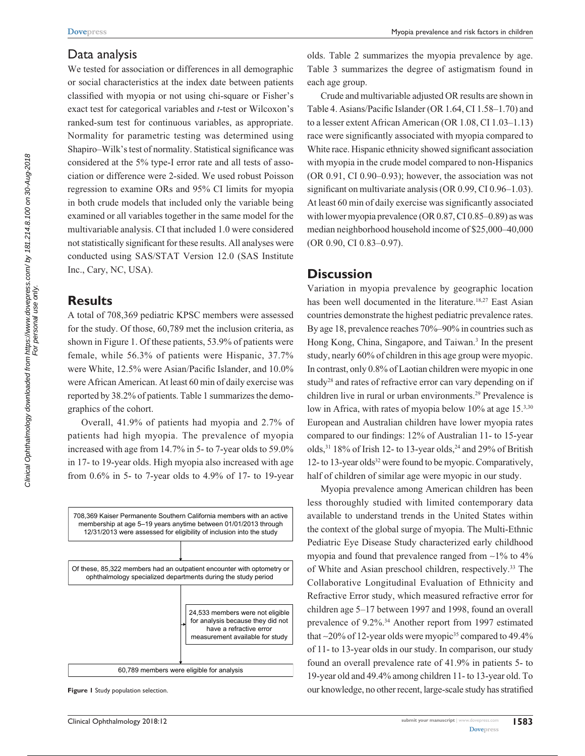## Data analysis

We tested for association or differences in all demographic or social characteristics at the index date between patients classified with myopia or not using chi-square or Fisher's exact test for categorical variables and *t*-test or Wilcoxon's ranked-sum test for continuous variables, as appropriate. Normality for parametric testing was determined using Shapiro–Wilk's test of normality. Statistical significance was considered at the 5% type-I error rate and all tests of association or difference were 2-sided. We used robust Poisson regression to examine ORs and 95% CI limits for myopia in both crude models that included only the variable being examined or all variables together in the same model for the multivariable analysis. CI that included 1.0 were considered not statistically significant for these results. All analyses were conducted using SAS/STAT Version 12.0 (SAS Institute Inc., Cary, NC, USA).

## Results

A total of 708,369 pediatric KPSC members were assessed for the study. Of those, 60,789 met the inclusion criteria, as shown in Figure 1. Of these patients, 53.9% of patients were female, while 56.3% of patients were Hispanic, 37.7% were White, 12.5% were Asian/Pacific Islander, and 10.0% were African American. At least 60 min of daily exercise was reported by 38.2% of patients. Table 1 summarizes the demographics of the cohort.

Overall, 41.9% of patients had myopia and 2.7% of patients had high myopia. The prevalence of myopia increased with age from 14.7% in 5- to 7-year olds to 59.0% in 17- to 19-year olds. High myopia also increased with age from 0.6% in 5- to 7-year olds to 4.9% of 17- to 19-year olds. Table 2 summarizes the myopia prevalence by age. Table 3 summarizes the degree of astigmatism found in each age group.

708,369 Kaiser Permanente Southern California members with an active membership at age 5–19 years anytime between 01/01/2013 through 12/31/2013 were assessed for eligibility of inclusion into the study

Of these, 85,322 members had an outpatient encounter with optometry or ophthalmology specialized departments during the study period

24,533 members were not eligible for analysis because they did not have a refractive error measurement available for study

60,789 members were eligible for analysis

**Figure 1** Study population selection.

Crude and multivariable adjusted OR results are shown in Table 4. Asians/Pacific Islander (OR 1.64, CI 1.58–1.70) and to a lesser extent African American (OR 1.08, CI 1.03–1.13) race were significantly associated with myopia compared to White race. Hispanic ethnicity showed significant association with myopia in the crude model compared to non-Hispanics (OR 0.91, CI 0.90–0.93); however, the association was not significant on multivariate analysis (OR 0.99, CI 0.96–1.03). At least 60 min of daily exercise was significantly associated with lower myopia prevalence (OR 0.87, CI 0.85–0.89) as was median neighborhood household income of \$25,000–40,000 (OR 0.90, CI 0.83–0.97).

## Discussion

Variation in myopia prevalence by geographic location has been well documented in the literature.[18,27] East Asian countries demonstrate the highest pediatric prevalence rates. By age 18, prevalence reaches 70%–90% in countries such as Hong Kong, China, Singapore, and Taiwan.[3] In the present study, nearly 60% of children in this age group were myopic. In contrast, only 0.8% of Laotian children were myopic in one study[28] and rates of refractive error can vary depending on if children live in rural or urban environments.[29] Prevalence is low in Africa, with rates of myopia below 10% at age 15.[3,30] European and Australian children have lower myopia rates compared to our findings: 12% of Australian 11- to 15-year olds,[31] 18% of Irish 12- to 13-year olds,[24] and 29% of British 12- to 13-year olds[32] were found to be myopic. Comparatively, half of children of similar age were myopic in our study.

Myopia prevalence among American children has been less thoroughly studied with limited contemporary data available to understand trends in the United States within the context of the global surge of myopia. The Multi-Ethnic Pediatric Eye Disease Study characterized early childhood myopia and found that prevalence ranged from ~1% to 4% of White and Asian preschool children, respectively.[33] The Collaborative Longitudinal Evaluation of Ethnicity and Refractive Error study, which measured refractive error for children age 5–17 between 1997 and 1998, found an overall prevalence of 9.2%.[34] Another report from 1997 estimated that ~20% of 12-year olds were myopic[35] compared to 49.4% of 11- to 13-year olds in our study. In comparison, our study found an overall prevalence rate of 41.9% in patients 5- to 19-year old and 49.4% among children 11- to 13-year old. To our knowledge, no other recent, large-scale study has stratified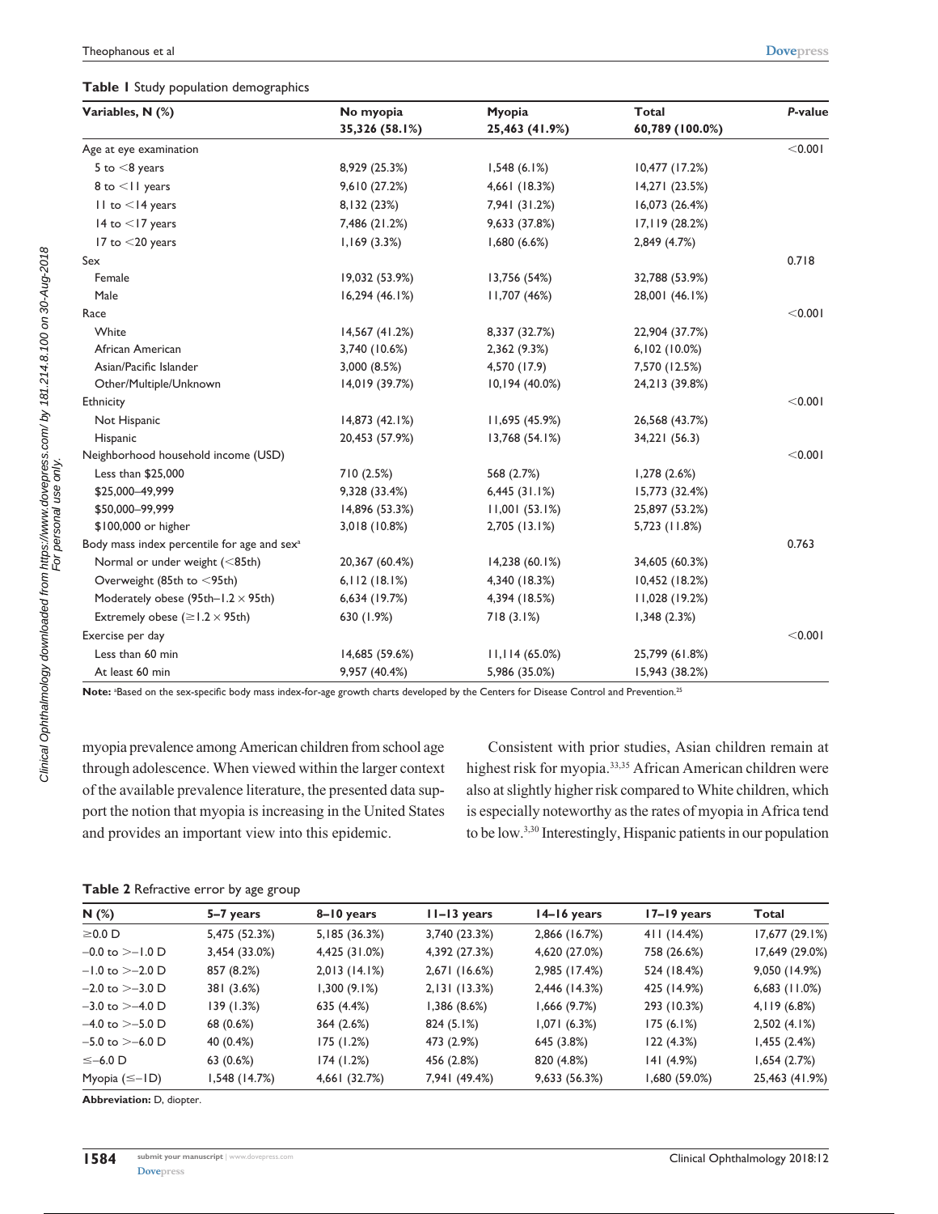**Table 1** Study population demographics

| Variables, N (%) | No myopia 35,326 (58.1%) | Myopia 25,463 (41.9%) | Total 60,789 (100.0%) | *P*-value |
|---|---|---|---|---|
| Age at eye examination | | | | <0.001 |
| 5 to <8 years | 8,929 (25.3%) | 1,548 (6.1%) | 10,477 (17.2%) | |
| 8 to <11 years | 9,610 (27.2%) | 4,661 (18.3%) | 14,271 (23.5%) | |
| 11 to <14 years | 8,132 (23%) | 7,941 (31.2%) | 16,073 (26.4%) | |
| 14 to <17 years | 7,486 (21.2%) | 9,633 (37.8%) | 17,119 (28.2%) | |
| 17 to <20 years | 1,169 (3.3%) | 1,680 (6.6%) | 2,849 (4.7%) | |
| Sex | | | | 0.718 |
| Female | 19,032 (53.9%) | 13,756 (54%) | 32,788 (53.9%) | |
| Male | 16,294 (46.1%) | 11,707 (46%) | 28,001 (46.1%) | |
| Race | | | | <0.001 |
| White | 14,567 (41.2%) | 8,337 (32.7%) | 22,904 (37.7%) | |
| African American | 3,740 (10.6%) | 2,362 (9.3%) | 6,102 (10.0%) | |
| Asian/Pacific Islander | 3,000 (8.5%) | 4,570 (17.9) | 7,570 (12.5%) | |
| Other/Multiple/Unknown | 14,019 (39.7%) | 10,194 (40.0%) | 24,213 (39.8%) | |
| Ethnicity | | | | <0.001 |
| Not Hispanic | 14,873 (42.1%) | 11,695 (45.9%) | 26,568 (43.7%) | |
| Hispanic | 20,453 (57.9%) | 13,768 (54.1%) | 34,221 (56.3) | |
| Neighborhood household income (USD) | | | | <0.001 |
| Less than $25,000 | 710 (2.5%) | 568 (2.7%) | 1,278 (2.6%) | |
| $25,000–49,999 | 9,328 (33.4%) | 6,445 (31.1%) | 15,773 (32.4%) | |
| $50,000–99,999 | 14,896 (53.3%) | 11,001 (53.1%) | 25,897 (53.2%) | |
| $100,000 or higher | 3,018 (10.8%) | 2,705 (13.1%) | 5,723 (11.8%) | |
| Body mass index percentile for age and sex[a] | | | | 0.763 |
| Normal or under weight (<85th) | 20,367 (60.4%) | 14,238 (60.1%) | 34,605 (60.3%) | |
| Overweight (85th to <95th) | 6,112 (18.1%) | 4,340 (18.3%) | 10,452 (18.2%) | |
| Moderately obese (95th–1.2 × 95th) | 6,634 (19.7%) | 4,394 (18.5%) | 11,028 (19.2%) | |
| Extremely obese (≥1.2 × 95th) | 630 (1.9%) | 718 (3.1%) | 1,348 (2.3%) | |
| Exercise per day | | | | <0.001 |
| Less than 60 min | 14,685 (59.6%) | 11,114 (65.0%) | 25,799 (61.8%) | |
| At least 60 min | 9,957 (40.4%) | 5,986 (35.0%) | 15,943 (38.2%) | |

**Note:** [a]Based on the sex-specific body mass index-for-age growth charts developed by the Centers for Disease Control and Prevention.[25]

myopia prevalence among American children from school age through adolescence. When viewed within the larger context of the available prevalence literature, the presented data support the notion that myopia is increasing in the United States and provides an important view into this epidemic.

Consistent with prior studies, Asian children remain at highest risk for myopia.[33,35] African American children were also at slightly higher risk compared to White children, which is especially noteworthy as the rates of myopia in Africa tend to be low.[3,30] Interestingly, Hispanic patients in our population

**Table 2** Refractive error by age group

| N (%) | 5–7 years | 8–10 years | 11–13 years | 14–16 years | 17–19 years | Total |
|---|---|---|---|---|---|---|
| ≥0.0 D | 5,475 (52.3%) | 5,185 (36.3%) | 3,740 (23.3%) | 2,866 (16.7%) | 411 (14.4%) | 17,677 (29.1%) |
| −0.0 to >−1.0 D | 3,454 (33.0%) | 4,425 (31.0%) | 4,392 (27.3%) | 4,620 (27.0%) | 758 (26.6%) | 17,649 (29.0%) |
| −1.0 to >−2.0 D | 857 (8.2%) | 2,013 (14.1%) | 2,671 (16.6%) | 2,985 (17.4%) | 524 (18.4%) | 9,050 (14.9%) |
| −2.0 to >−3.0 D | 381 (3.6%) | 1,300 (9.1%) | 2,131 (13.3%) | 2,446 (14.3%) | 425 (14.9%) | 6,683 (11.0%) |
| −3.0 to >−4.0 D | 139 (1.3%) | 635 (4.4%) | 1,386 (8.6%) | 1,666 (9.7%) | 293 (10.3%) | 4,119 (6.8%) |
| −4.0 to >−5.0 D | 68 (0.6%) | 364 (2.6%) | 824 (5.1%) | 1,071 (6.3%) | 175 (6.1%) | 2,502 (4.1%) |
| −5.0 to >−6.0 D | 40 (0.4%) | 175 (1.2%) | 473 (2.9%) | 645 (3.8%) | 122 (4.3%) | 1,455 (2.4%) |
| ≤−6.0 D | 63 (0.6%) | 174 (1.2%) | 456 (2.8%) | 820 (4.8%) | 141 (4.9%) | 1,654 (2.7%) |
| Myopia (≤−1D) | 1,548 (14.7%) | 4,661 (32.7%) | 7,941 (49.4%) | 9,633 (56.3%) | 1,680 (59.0%) | 25,463 (41.9%) |

**Abbreviation:** D, diopter.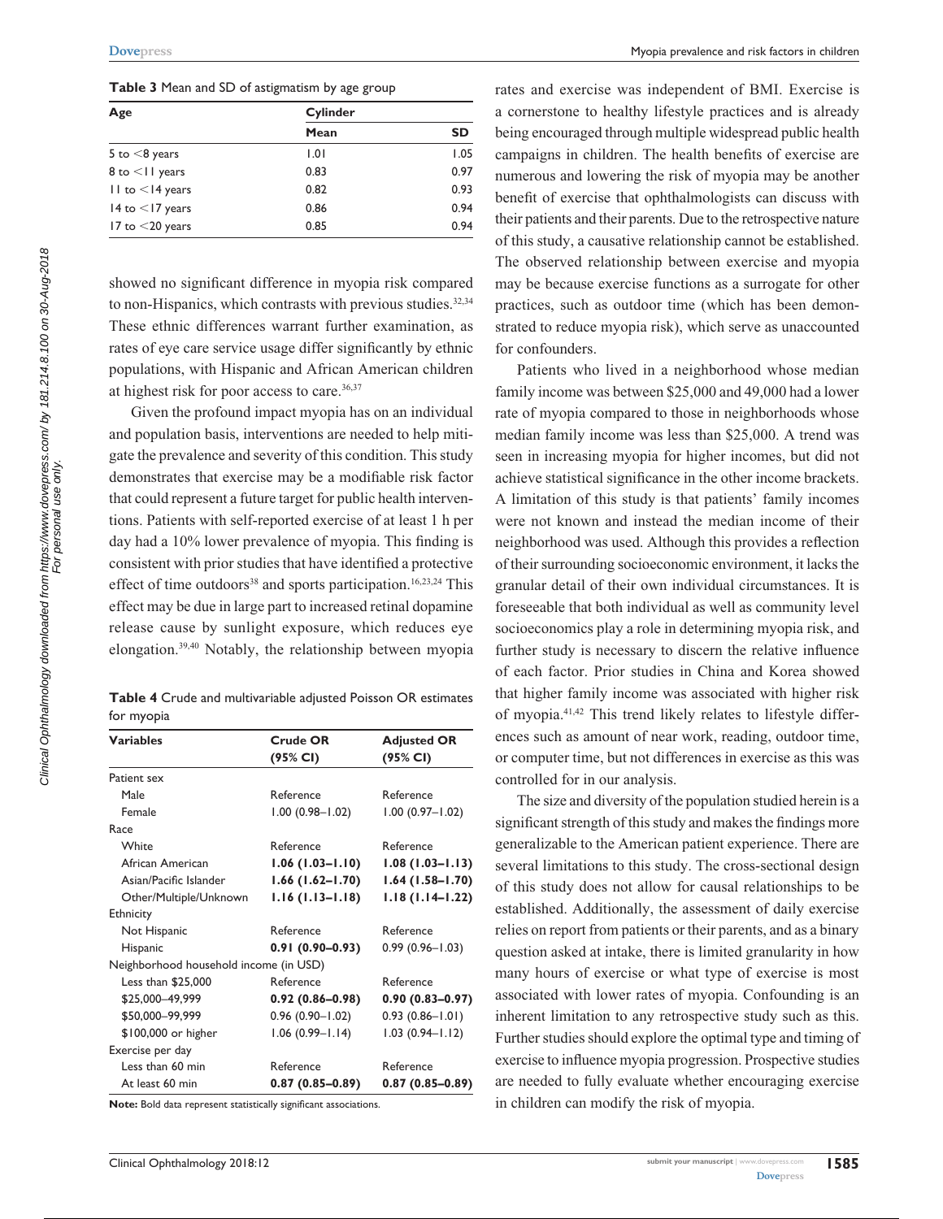**Table 3** Mean and SD of astigmatism by age group

| Age | Cylinder | |
|---|---|---|
| | **Mean** | **SD** |
| 5 to <8 years | 1.01 | 1.05 |
| 8 to <11 years | 0.83 | 0.97 |
| 11 to <14 years | 0.82 | 0.93 |
| 14 to <17 years | 0.86 | 0.94 |
| 17 to <20 years | 0.85 | 0.94 |

showed no significant difference in myopia risk compared to non-Hispanics, which contrasts with previous studies.[32,34] These ethnic differences warrant further examination, as rates of eye care service usage differ significantly by ethnic populations, with Hispanic and African American children at highest risk for poor access to care.[36,37]

Given the profound impact myopia has on an individual and population basis, interventions are needed to help mitigate the prevalence and severity of this condition. This study demonstrates that exercise may be a modifiable risk factor that could represent a future target for public health interventions. Patients with self-reported exercise of at least 1 h per day had a 10% lower prevalence of myopia. This finding is consistent with prior studies that have identified a protective effect of time outdoors[38] and sports participation.[16,23,24] This effect may be due in large part to increased retinal dopamine release cause by sunlight exposure, which reduces eye elongation.[39,40] Notably, the relationship between myopia rates and exercise was independent of BMI. Exercise is a cornerstone to healthy lifestyle practices and is already being encouraged through multiple widespread public health campaigns in children. The health benefits of exercise are numerous and lowering the risk of myopia may be another benefit of exercise that ophthalmologists can discuss with their patients and their parents. Due to the retrospective nature of this study, a causative relationship cannot be established. The observed relationship between exercise and myopia may be because exercise functions as a surrogate for other practices, such as outdoor time (which has been demonstrated to reduce myopia risk), which serve as unaccounted for confounders.

**Table 4** Crude and multivariable adjusted Poisson OR estimates for myopia

| Variables | Crude OR (95% CI) | Adjusted OR (95% CI) |
|---|---|---|
| Patient sex | | |
| Male | Reference | Reference |
| Female | 1.00 (0.98–1.02) | 1.00 (0.97–1.02) |
| Race | | |
| White | Reference | Reference |
| African American | **1.06 (1.03–1.10)** | **1.08 (1.03–1.13)** |
| Asian/Pacific Islander | **1.66 (1.62–1.70)** | **1.64 (1.58–1.70)** |
| Other/Multiple/Unknown | **1.16 (1.13–1.18)** | **1.18 (1.14–1.22)** |
| Ethnicity | | |
| Not Hispanic | Reference | Reference |
| Hispanic | **0.91 (0.90–0.93)** | 0.99 (0.96–1.03) |
| Neighborhood household income (in USD) | | |
| Less than $25,000 | Reference | Reference |
| $25,000–49,999 | **0.92 (0.86–0.98)** | **0.90 (0.83–0.97)** |
| $50,000–99,999 | 0.96 (0.90–1.02) | 0.93 (0.86–1.01) |
| $100,000 or higher | 1.06 (0.99–1.14) | 1.03 (0.94–1.12) |
| Exercise per day | | |
| Less than 60 min | Reference | Reference |
| At least 60 min | **0.87 (0.85–0.89)** | **0.87 (0.85–0.89)** |

**Note:** Bold data represent statistically significant associations.

Patients who lived in a neighborhood whose median family income was between $25,000 and 49,000 had a lower rate of myopia compared to those in neighborhoods whose median family income was less than $25,000. A trend was seen in increasing myopia for higher incomes, but did not achieve statistical significance in the other income brackets. A limitation of this study is that patients' family incomes were not known and instead the median income of their neighborhood was used. Although this provides a reflection of their surrounding socioeconomic environment, it lacks the granular detail of their own individual circumstances. It is foreseeable that both individual as well as community level socioeconomics play a role in determining myopia risk, and further study is necessary to discern the relative influence of each factor. Prior studies in China and Korea showed that higher family income was associated with higher risk of myopia.[41,42] This trend likely relates to lifestyle differences such as amount of near work, reading, outdoor time, or computer time, but not differences in exercise as this was controlled for in our analysis.

The size and diversity of the population studied herein is a significant strength of this study and makes the findings more generalizable to the American patient experience. There are several limitations to this study. The cross-sectional design of this study does not allow for causal relationships to be established. Additionally, the assessment of daily exercise relies on report from patients or their parents, and as a binary question asked at intake, there is limited granularity in how many hours of exercise or what type of exercise is most associated with lower rates of myopia. Confounding is an inherent limitation to any retrospective study such as this. Further studies should explore the optimal type and timing of exercise to influence myopia progression. Prospective studies are needed to fully evaluate whether encouraging exercise in children can modify the risk of myopia.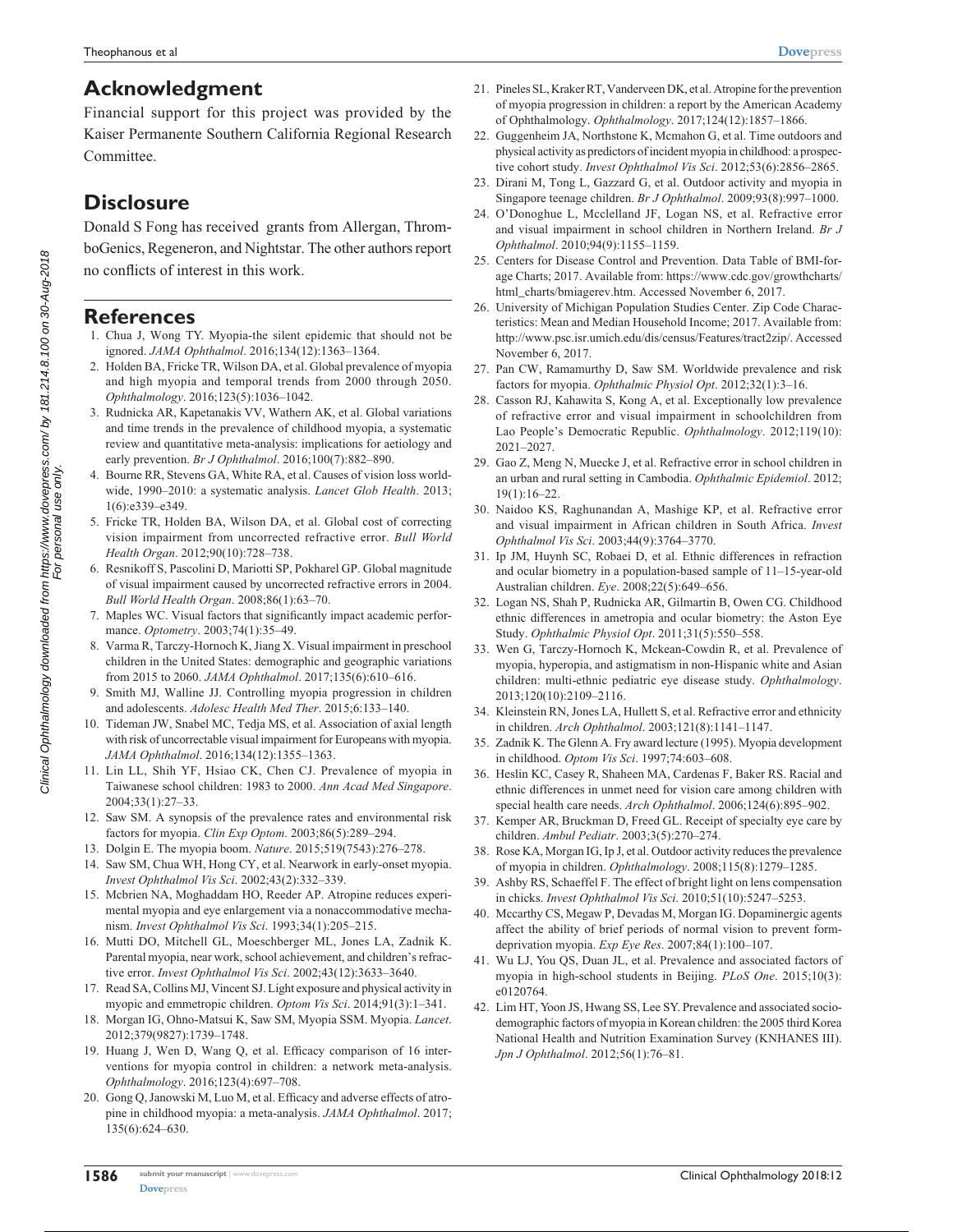## Acknowledgment

Financial support for this project was provided by the Kaiser Permanente Southern California Regional Research Committee.

## Disclosure

Donald S Fong has received grants from Allergan, ThromboGenics, Regeneron, and Nightstar. The other authors report no conflicts of interest in this work.

## References

1. Chua J, Wong TY. Myopia-the silent epidemic that should not be ignored. *JAMA Ophthalmol*. 2016;134(12):1363–1364.
2. Holden BA, Fricke TR, Wilson DA, et al. Global prevalence of myopia and high myopia and temporal trends from 2000 through 2050. *Ophthalmology*. 2016;123(5):1036–1042.
3. Rudnicka AR, Kapetanakis VV, Wathern AK, et al. Global variations and time trends in the prevalence of childhood myopia, a systematic review and quantitative meta-analysis: implications for aetiology and early prevention. *Br J Ophthalmol*. 2016;100(7):882–890.
4. Bourne RR, Stevens GA, White RA, et al. Causes of vision loss worldwide, 1990–2010: a systematic analysis. *Lancet Glob Health*. 2013; 1(6):e339–e349.
5. Fricke TR, Holden BA, Wilson DA, et al. Global cost of correcting vision impairment from uncorrected refractive error. *Bull World Health Organ*. 2012;90(10):728–738.
6. Resnikoff S, Pascolini D, Mariotti SP, Pokharel GP. Global magnitude of visual impairment caused by uncorrected refractive errors in 2004. *Bull World Health Organ*. 2008;86(1):63–70.
7. Maples WC. Visual factors that significantly impact academic performance. *Optometry*. 2003;74(1):35–49.
8. Varma R, Tarczy-Hornoch K, Jiang X. Visual impairment in preschool children in the United States: demographic and geographic variations from 2015 to 2060. *JAMA Ophthalmol*. 2017;135(6):610–616.
9. Smith MJ, Walline JJ. Controlling myopia progression in children and adolescents. *Adolesc Health Med Ther*. 2015;6:133–140.
10. Tideman JW, Snabel MC, Tedja MS, et al. Association of axial length with risk of uncorrectable visual impairment for Europeans with myopia. *JAMA Ophthalmol*. 2016;134(12):1355–1363.
11. Lin LL, Shih YF, Hsiao CK, Chen CJ. Prevalence of myopia in Taiwanese school children: 1983 to 2000. *Ann Acad Med Singapore*. 2004;33(1):27–33.
12. Saw SM. A synopsis of the prevalence rates and environmental risk factors for myopia. *Clin Exp Optom*. 2003;86(5):289–294.
13. Dolgin E. The myopia boom. *Nature*. 2015;519(7543):276–278.
14. Saw SM, Chua WH, Hong CY, et al. Nearwork in early-onset myopia. *Invest Ophthalmol Vis Sci*. 2002;43(2):332–339.
15. Mcbrien NA, Moghaddam HO, Reeder AP. Atropine reduces experimental myopia and eye enlargement via a nonaccommodative mechanism. *Invest Ophthalmol Vis Sci*. 1993;34(1):205–215.
16. Mutti DO, Mitchell GL, Moeschberger ML, Jones LA, Zadnik K. Parental myopia, near work, school achievement, and children's refractive error. *Invest Ophthalmol Vis Sci*. 2002;43(12):3633–3640.
17. Read SA, Collins MJ, Vincent SJ. Light exposure and physical activity in myopic and emmetropic children. *Optom Vis Sci*. 2014;91(3):1–341.
18. Morgan IG, Ohno-Matsui K, Saw SM, Myopia SSM. Myopia. *Lancet*. 2012;379(9827):1739–1748.
19. Huang J, Wen D, Wang Q, et al. Efficacy comparison of 16 interventions for myopia control in children: a network meta-analysis. *Ophthalmology*. 2016;123(4):697–708.
20. Gong Q, Janowski M, Luo M, et al. Efficacy and adverse effects of atropine in childhood myopia: a meta-analysis. *JAMA Ophthalmol*. 2017; 135(6):624–630.
21. Pineles SL, Kraker RT, Vanderveen DK, et al. Atropine for the prevention of myopia progression in children: a report by the American Academy of Ophthalmology. *Ophthalmology*. 2017;124(12):1857–1866.
22. Guggenheim JA, Northstone K, Mcmahon G, et al. Time outdoors and physical activity as predictors of incident myopia in childhood: a prospective cohort study. *Invest Ophthalmol Vis Sci*. 2012;53(6):2856–2865.
23. Dirani M, Tong L, Gazzard G, et al. Outdoor activity and myopia in Singapore teenage children. *Br J Ophthalmol*. 2009;93(8):997–1000.
24. O'Donoghue L, Mcclelland JF, Logan NS, et al. Refractive error and visual impairment in school children in Northern Ireland. *Br J Ophthalmol*. 2010;94(9):1155–1159.
25. Centers for Disease Control and Prevention. Data Table of BMI-for-age Charts; 2017. Available from: https://www.cdc.gov/growthcharts/html_charts/bmiagerev.htm. Accessed November 6, 2017.
26. University of Michigan Population Studies Center. Zip Code Characteristics: Mean and Median Household Income; 2017. Available from: http://www.psc.isr.umich.edu/dis/census/Features/tract2zip/. Accessed November 6, 2017.
27. Pan CW, Ramamurthy D, Saw SM. Worldwide prevalence and risk factors for myopia. *Ophthalmic Physiol Opt*. 2012;32(1):3–16.
28. Casson RJ, Kahawita S, Kong A, et al. Exceptionally low prevalence of refractive error and visual impairment in schoolchildren from Lao People's Democratic Republic. *Ophthalmology*. 2012;119(10): 2021–2027.
29. Gao Z, Meng N, Muecke J, et al. Refractive error in school children in an urban and rural setting in Cambodia. *Ophthalmic Epidemiol*. 2012; 19(1):16–22.
30. Naidoo KS, Raghunandan A, Mashige KP, et al. Refractive error and visual impairment in African children in South Africa. *Invest Ophthalmol Vis Sci*. 2003;44(9):3764–3770.
31. Ip JM, Huynh SC, Robaei D, et al. Ethnic differences in refraction and ocular biometry in a population-based sample of 11–15-year-old Australian children. *Eye*. 2008;22(5):649–656.
32. Logan NS, Shah P, Rudnicka AR, Gilmartin B, Owen CG. Childhood ethnic differences in ametropia and ocular biometry: the Aston Eye Study. *Ophthalmic Physiol Opt*. 2011;31(5):550–558.
33. Wen G, Tarczy-Hornoch K, Mckean-Cowdin R, et al. Prevalence of myopia, hyperopia, and astigmatism in non-Hispanic white and Asian children: multi-ethnic pediatric eye disease study. *Ophthalmology*. 2013;120(10):2109–2116.
34. Kleinstein RN, Jones LA, Hullett S, et al. Refractive error and ethnicity in children. *Arch Ophthalmol*. 2003;121(8):1141–1147.
35. Zadnik K. The Glenn A. Fry award lecture (1995). Myopia development in childhood. *Optom Vis Sci*. 1997;74:603–608.
36. Heslin KC, Casey R, Shaheen MA, Cardenas F, Baker RS. Racial and ethnic differences in unmet need for vision care among children with special health care needs. *Arch Ophthalmol*. 2006;124(6):895–902.
37. Kemper AR, Bruckman D, Freed GL. Receipt of specialty eye care by children. *Ambul Pediatr*. 2003;3(5):270–274.
38. Rose KA, Morgan IG, Ip J, et al. Outdoor activity reduces the prevalence of myopia in children. *Ophthalmology*. 2008;115(8):1279–1285.
39. Ashby RS, Schaeffel F. The effect of bright light on lens compensation in chicks. *Invest Ophthalmol Vis Sci*. 2010;51(10):5247–5253.
40. Mccarthy CS, Megaw P, Devadas M, Morgan IG. Dopaminergic agents affect the ability of brief periods of normal vision to prevent form-deprivation myopia. *Exp Eye Res*. 2007;84(1):100–107.
41. Wu LJ, You QS, Duan JL, et al. Prevalence and associated factors of myopia in high-school students in Beijing. *PLoS One*. 2015;10(3): e0120764.
42. Lim HT, Yoon JS, Hwang SS, Lee SY. Prevalence and associated sociodemographic factors of myopia in Korean children: the 2005 third Korea National Health and Nutrition Examination Survey (KNHANES III). *Jpn J Ophthalmol*. 2012;56(1):76–81.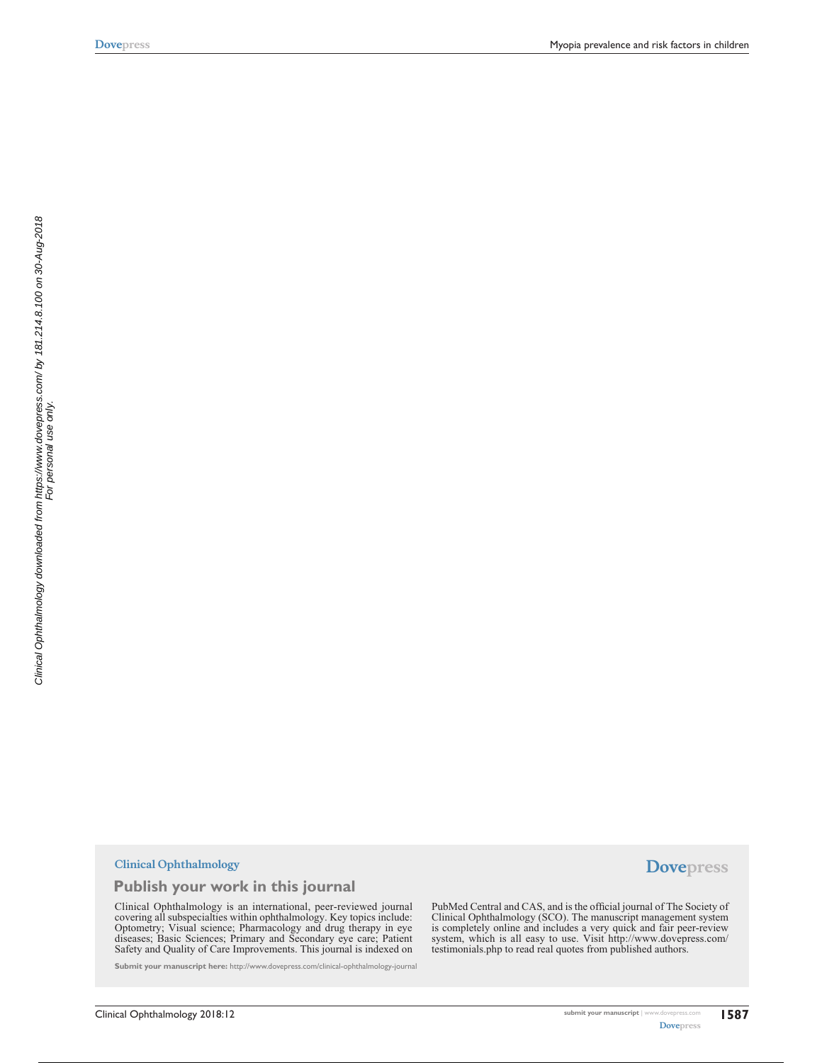**Clinical Ophthalmology**

**Dovepress**

## Publish your work in this journal

Clinical Ophthalmology is an international, peer-reviewed journal covering all subspecialties within ophthalmology. Key topics include: Optometry; Visual science; Pharmacology and drug therapy in eye diseases; Basic Sciences; Primary and Secondary eye care; Patient Safety and Quality of Care Improvements. This journal is indexed on PubMed Central and CAS, and is the official journal of The Society of Clinical Ophthalmology (SCO). The manuscript management system is completely online and includes a very quick and fair peer-review system, which is all easy to use. Visit http://www.dovepress.com/testimonials.php to read real quotes from published authors.

**Submit your manuscript here:** http://www.dovepress.com/clinical-ophthalmology-journal